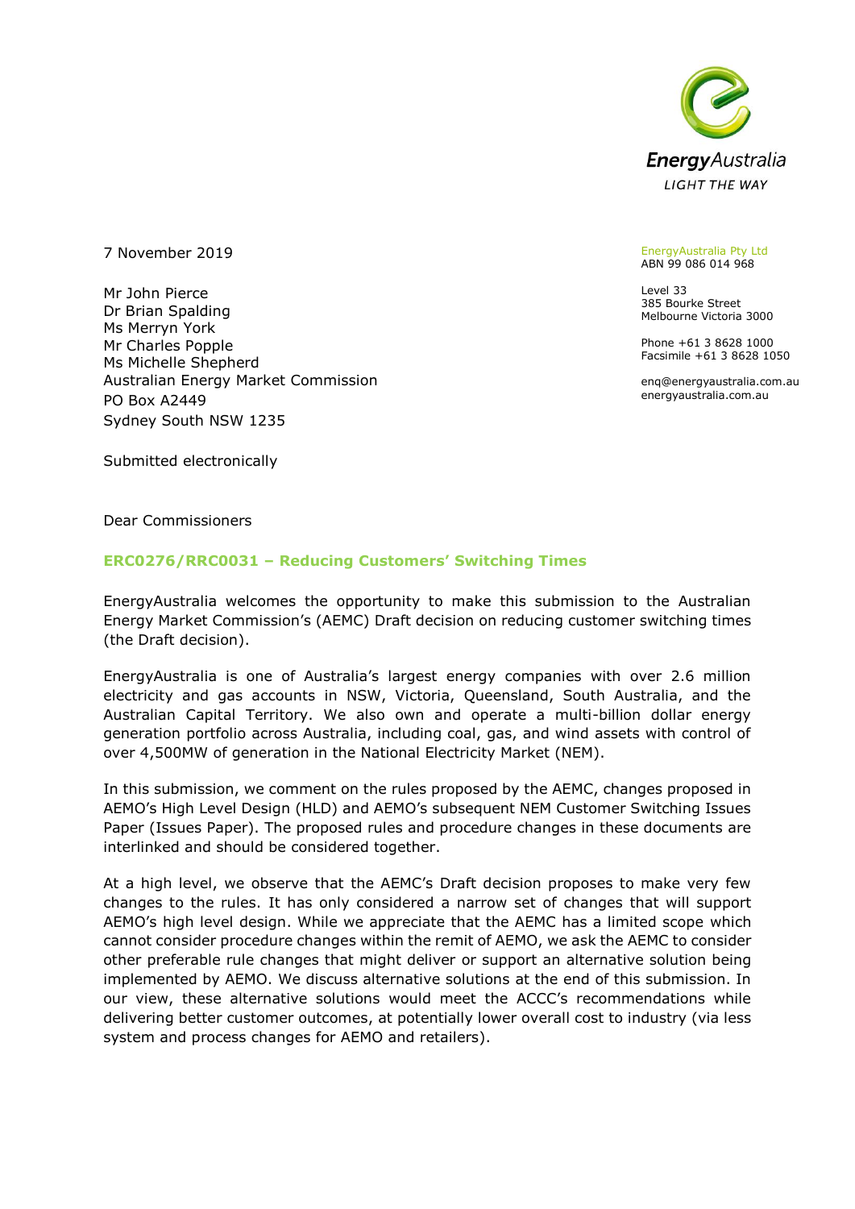EnergyAustralia

LIGHT THE WAY

EnergyAustralia Pty Ltd
ABN 99 086 014 968

Level 33
385 Bourke Street
Melbourne Victoria 3000

Phone +61 3 8628 1000
Facsimile +61 3 8628 1050

enq@energyaustralia.com.au
energyaustralia.com.au

7 November 2019

Mr John Pierce
Dr Brian Spalding
Ms Merryn York
Mr Charles Popple
Ms Michelle Shepherd
Australian Energy Market Commission
PO Box A2449
Sydney South NSW 1235

Submitted electronically

Dear Commissioners

## ERC0276/RRC0031 – Reducing Customers' Switching Times

EnergyAustralia welcomes the opportunity to make this submission to the Australian Energy Market Commission's (AEMC) Draft decision on reducing customer switching times (the Draft decision).

EnergyAustralia is one of Australia's largest energy companies with over 2.6 million electricity and gas accounts in NSW, Victoria, Queensland, South Australia, and the Australian Capital Territory. We also own and operate a multi-billion dollar energy generation portfolio across Australia, including coal, gas, and wind assets with control of over 4,500MW of generation in the National Electricity Market (NEM).

In this submission, we comment on the rules proposed by the AEMC, changes proposed in AEMO's High Level Design (HLD) and AEMO's subsequent NEM Customer Switching Issues Paper (Issues Paper). The proposed rules and procedure changes in these documents are interlinked and should be considered together.

At a high level, we observe that the AEMC's Draft decision proposes to make very few changes to the rules. It has only considered a narrow set of changes that will support AEMO's high level design. While we appreciate that the AEMC has a limited scope which cannot consider procedure changes within the remit of AEMO, we ask the AEMC to consider other preferable rule changes that might deliver or support an alternative solution being implemented by AEMO. We discuss alternative solutions at the end of this submission. In our view, these alternative solutions would meet the ACCC's recommendations while delivering better customer outcomes, at potentially lower overall cost to industry (via less system and process changes for AEMO and retailers).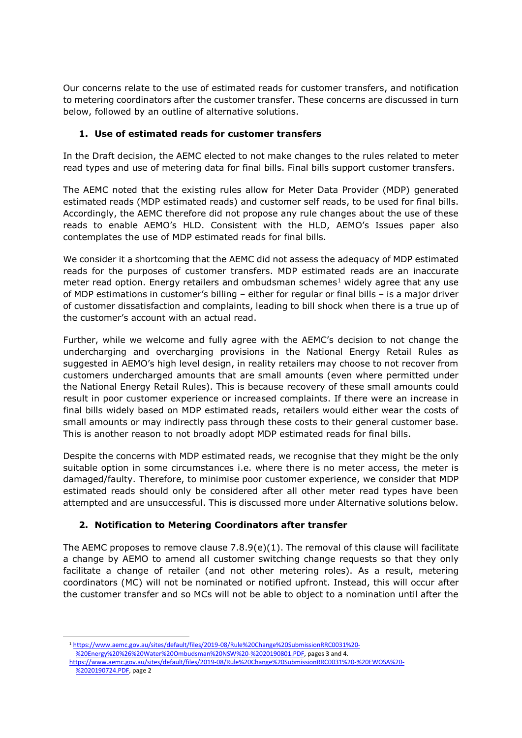Our concerns relate to the use of estimated reads for customer transfers, and notification to metering coordinators after the customer transfer. These concerns are discussed in turn below, followed by an outline of alternative solutions.

### 1. Use of estimated reads for customer transfers

In the Draft decision, the AEMC elected to not make changes to the rules related to meter read types and use of metering data for final bills. Final bills support customer transfers.

The AEMC noted that the existing rules allow for Meter Data Provider (MDP) generated estimated reads (MDP estimated reads) and customer self reads, to be used for final bills. Accordingly, the AEMC therefore did not propose any rule changes about the use of these reads to enable AEMO's HLD. Consistent with the HLD, AEMO's Issues paper also contemplates the use of MDP estimated reads for final bills.

We consider it a shortcoming that the AEMC did not assess the adequacy of MDP estimated reads for the purposes of customer transfers. MDP estimated reads are an inaccurate meter read option. Energy retailers and ombudsman schemes[1] widely agree that any use of MDP estimations in customer's billing – either for regular or final bills – is a major driver of customer dissatisfaction and complaints, leading to bill shock when there is a true up of the customer's account with an actual read.

Further, while we welcome and fully agree with the AEMC's decision to not change the undercharging and overcharging provisions in the National Energy Retail Rules as suggested in AEMO's high level design, in reality retailers may choose to not recover from customers undercharged amounts that are small amounts (even where permitted under the National Energy Retail Rules). This is because recovery of these small amounts could result in poor customer experience or increased complaints. If there were an increase in final bills widely based on MDP estimated reads, retailers would either wear the costs of small amounts or may indirectly pass through these costs to their general customer base. This is another reason to not broadly adopt MDP estimated reads for final bills.

Despite the concerns with MDP estimated reads, we recognise that they might be the only suitable option in some circumstances i.e. where there is no meter access, the meter is damaged/faulty. Therefore, to minimise poor customer experience, we consider that MDP estimated reads should only be considered after all other meter read types have been attempted and are unsuccessful. This is discussed more under Alternative solutions below.

### 2. Notification to Metering Coordinators after transfer

The AEMC proposes to remove clause 7.8.9(e)(1). The removal of this clause will facilitate a change by AEMO to amend all customer switching change requests so that they only facilitate a change of retailer (and not other metering roles). As a result, metering coordinators (MC) will not be nominated or notified upfront. Instead, this will occur after the customer transfer and so MCs will not be able to object to a nomination until after the

---

[1] https://www.aemc.gov.au/sites/default/files/2019-08/Rule%20Change%20SubmissionRRC0031%20-%20Energy%20%26%20Water%20Ombudsman%20NSW%20-%2020190801.PDF, pages 3 and 4.
https://www.aemc.gov.au/sites/default/files/2019-08/Rule%20Change%20SubmissionRRC0031%20-%20EWOSA%20-%2020190724.PDF, page 2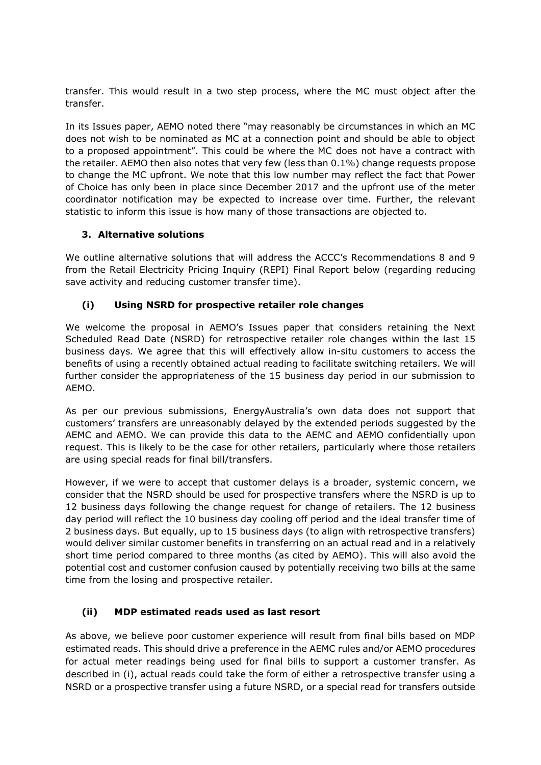transfer. This would result in a two step process, where the MC must object after the transfer.

In its Issues paper, AEMO noted there "may reasonably be circumstances in which an MC does not wish to be nominated as MC at a connection point and should be able to object to a proposed appointment". This could be where the MC does not have a contract with the retailer. AEMO then also notes that very few (less than 0.1%) change requests propose to change the MC upfront. We note that this low number may reflect the fact that Power of Choice has only been in place since December 2017 and the upfront use of the meter coordinator notification may be expected to increase over time. Further, the relevant statistic to inform this issue is how many of those transactions are objected to.

### 3. Alternative solutions

We outline alternative solutions that will address the ACCC's Recommendations 8 and 9 from the Retail Electricity Pricing Inquiry (REPI) Final Report below (regarding reducing save activity and reducing customer transfer time).

#### (i) Using NSRD for prospective retailer role changes

We welcome the proposal in AEMO's Issues paper that considers retaining the Next Scheduled Read Date (NSRD) for retrospective retailer role changes within the last 15 business days. We agree that this will effectively allow in-situ customers to access the benefits of using a recently obtained actual reading to facilitate switching retailers. We will further consider the appropriateness of the 15 business day period in our submission to AEMO.

As per our previous submissions, EnergyAustralia's own data does not support that customers' transfers are unreasonably delayed by the extended periods suggested by the AEMC and AEMO. We can provide this data to the AEMC and AEMO confidentially upon request. This is likely to be the case for other retailers, particularly where those retailers are using special reads for final bill/transfers.

However, if we were to accept that customer delays is a broader, systemic concern, we consider that the NSRD should be used for prospective transfers where the NSRD is up to 12 business days following the change request for change of retailers. The 12 business day period will reflect the 10 business day cooling off period and the ideal transfer time of 2 business days. But equally, up to 15 business days (to align with retrospective transfers) would deliver similar customer benefits in transferring on an actual read and in a relatively short time period compared to three months (as cited by AEMO). This will also avoid the potential cost and customer confusion caused by potentially receiving two bills at the same time from the losing and prospective retailer.

#### (ii) MDP estimated reads used as last resort

As above, we believe poor customer experience will result from final bills based on MDP estimated reads. This should drive a preference in the AEMC rules and/or AEMO procedures for actual meter readings being used for final bills to support a customer transfer. As described in (i), actual reads could take the form of either a retrospective transfer using a NSRD or a prospective transfer using a future NSRD, or a special read for transfers outside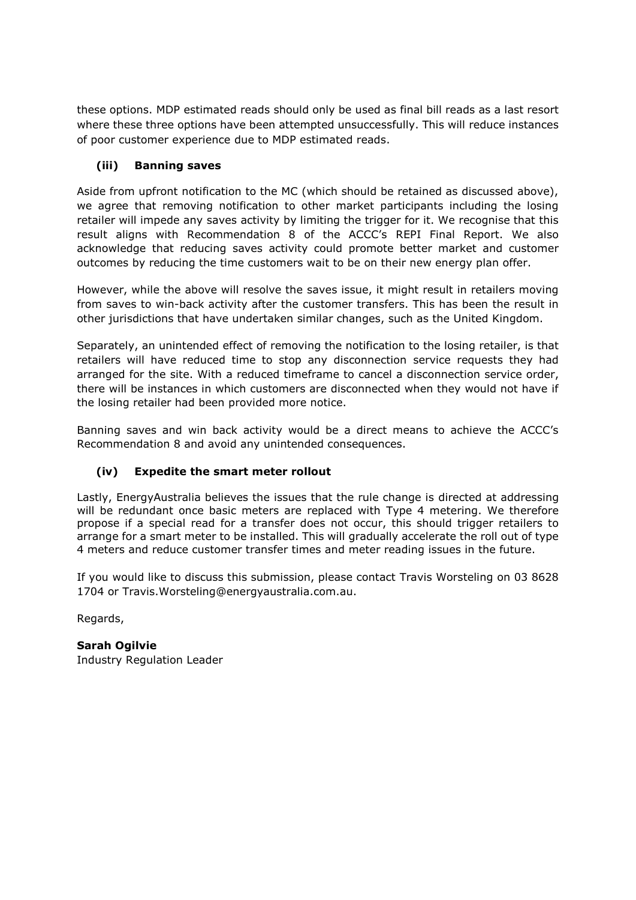these options. MDP estimated reads should only be used as final bill reads as a last resort where these three options have been attempted unsuccessfully. This will reduce instances of poor customer experience due to MDP estimated reads.

### (iii) Banning saves

Aside from upfront notification to the MC (which should be retained as discussed above), we agree that removing notification to other market participants including the losing retailer will impede any saves activity by limiting the trigger for it. We recognise that this result aligns with Recommendation 8 of the ACCC's REPI Final Report. We also acknowledge that reducing saves activity could promote better market and customer outcomes by reducing the time customers wait to be on their new energy plan offer.

However, while the above will resolve the saves issue, it might result in retailers moving from saves to win-back activity after the customer transfers. This has been the result in other jurisdictions that have undertaken similar changes, such as the United Kingdom.

Separately, an unintended effect of removing the notification to the losing retailer, is that retailers will have reduced time to stop any disconnection service requests they had arranged for the site. With a reduced timeframe to cancel a disconnection service order, there will be instances in which customers are disconnected when they would not have if the losing retailer had been provided more notice.

Banning saves and win back activity would be a direct means to achieve the ACCC's Recommendation 8 and avoid any unintended consequences.

### (iv) Expedite the smart meter rollout

Lastly, EnergyAustralia believes the issues that the rule change is directed at addressing will be redundant once basic meters are replaced with Type 4 metering. We therefore propose if a special read for a transfer does not occur, this should trigger retailers to arrange for a smart meter to be installed. This will gradually accelerate the roll out of type 4 meters and reduce customer transfer times and meter reading issues in the future.

If you would like to discuss this submission, please contact Travis Worsteling on 03 8628 1704 or Travis.Worsteling@energyaustralia.com.au.

Regards,

**Sarah Ogilvie**
Industry Regulation Leader